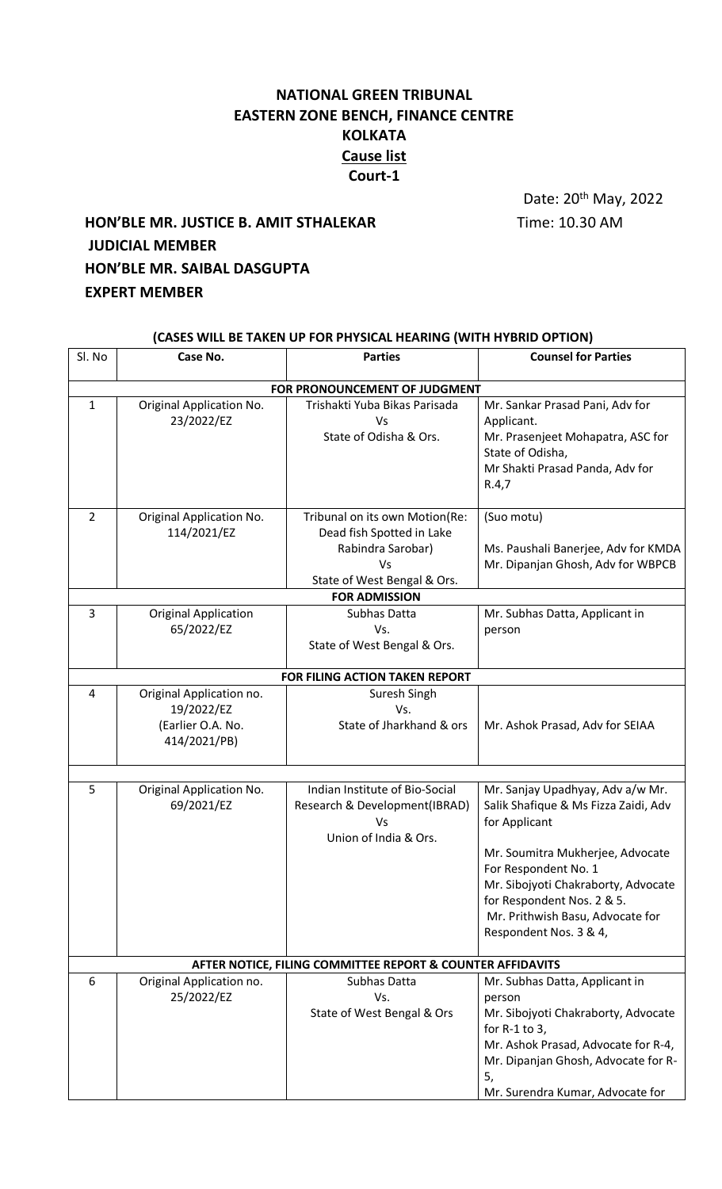**NATIONAL GREEN TRIBUNAL**
**EASTERN ZONE BENCH, FINANCE CENTRE**
**KOLKATA**
**Cause list**
**Court-1**

Date: 20th May, 2022

**HON'BLE MR. JUSTICE B. AMIT STHALEKAR** Time: 10.30 AM
**JUDICIAL MEMBER**
**HON'BLE MR. SAIBAL DASGUPTA**
**EXPERT MEMBER**

**(CASES WILL BE TAKEN UP FOR PHYSICAL HEARING (WITH HYBRID OPTION)**

| Sl. No | Case No. | Parties | Counsel for Parties |
|---|---|---|---|
| | | **FOR PRONOUNCEMENT OF JUDGMENT** | |
| 1 | Original Application No. 23/2022/EZ | Trishakti Yuba Bikas Parisada Vs State of Odisha & Ors. | Mr. Sankar Prasad Pani, Adv for Applicant. Mr. Prasenjeet Mohapatra, ASC for State of Odisha, Mr Shakti Prasad Panda, Adv for R.4,7 |
| 2 | Original Application No. 114/2021/EZ | Tribunal on its own Motion(Re: Dead fish Spotted in Lake Rabindra Sarobar) Vs State of West Bengal & Ors. | (Suo motu) Ms. Paushali Banerjee, Adv for KMDA Mr. Dipanjan Ghosh, Adv for WBPCB |
| | | **FOR ADMISSION** | |
| 3 | Original Application 65/2022/EZ | Subhas Datta Vs. State of West Bengal & Ors. | Mr. Subhas Datta, Applicant in person |
| | | **FOR FILING ACTION TAKEN REPORT** | |
| 4 | Original Application no. 19/2022/EZ (Earlier O.A. No. 414/2021/PB) | Suresh Singh Vs. State of Jharkhand & ors | Mr. Ashok Prasad, Adv for SEIAA |
| | | | |
| 5 | Original Application No. 69/2021/EZ | Indian Institute of Bio-Social Research & Development(IBRAD) Vs Union of India & Ors. | Mr. Sanjay Upadhyay, Adv a/w Mr. Salik Shafique & Ms Fizza Zaidi, Adv for Applicant Mr. Soumitra Mukherjee, Advocate For Respondent No. 1 Mr. Sibojyoti Chakraborty, Advocate for Respondent Nos. 2 & 5. Mr. Prithwish Basu, Advocate for Respondent Nos. 3 & 4, |
| | | **AFTER NOTICE, FILING COMMITTEE REPORT & COUNTER AFFIDAVITS** | |
| 6 | Original Application no. 25/2022/EZ | Subhas Datta Vs. State of West Bengal & Ors | Mr. Subhas Datta, Applicant in person Mr. Sibojyoti Chakraborty, Advocate for R-1 to 3, Mr. Ashok Prasad, Advocate for R-4, Mr. Dipanjan Ghosh, Advocate for R-5, Mr. Surendra Kumar, Advocate for |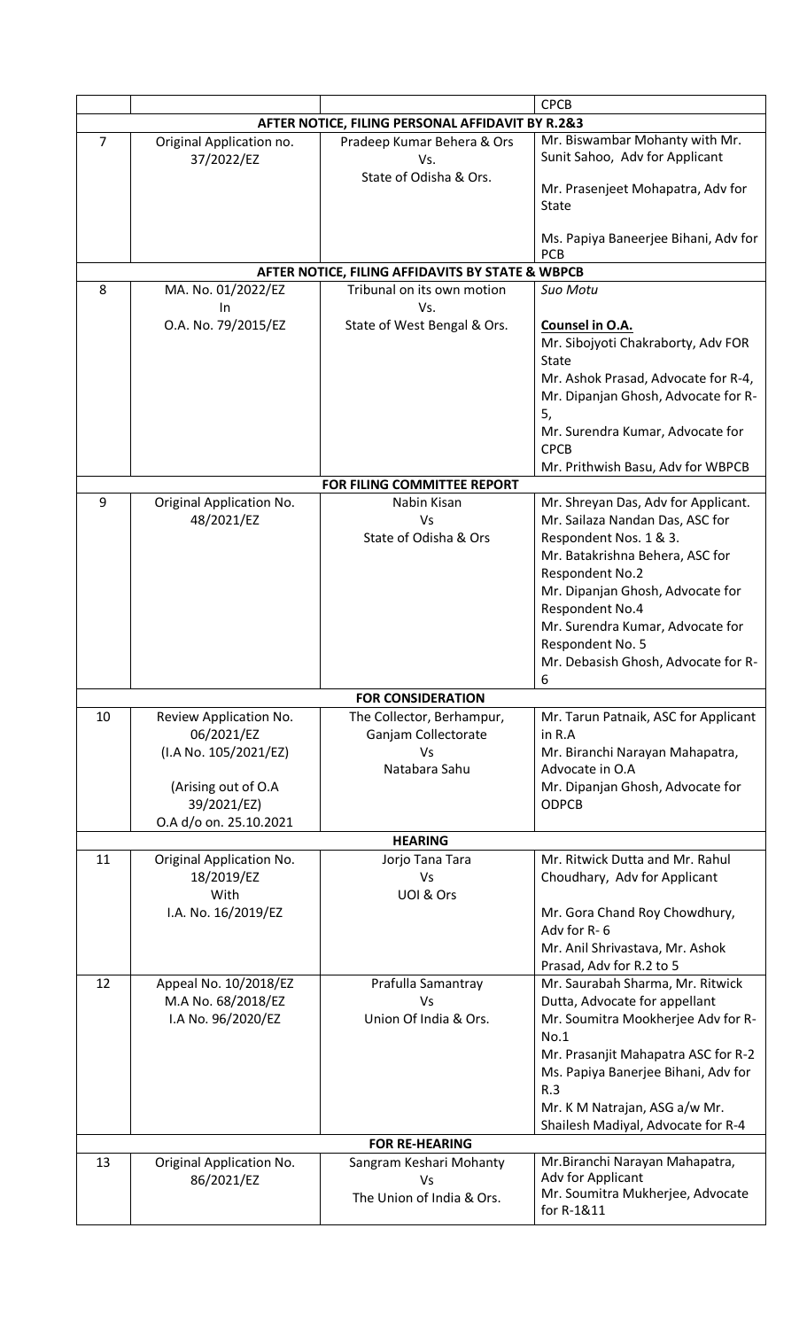| | | | CPCB |
|---|---|---|---|
| **AFTER NOTICE, FILING PERSONAL AFFIDAVIT BY R.2&3** | | | |
| 7 | Original Application no. 37/2022/EZ | Pradeep Kumar Behera & Ors Vs. State of Odisha & Ors. | Mr. Biswambar Mohanty with Mr. Sunit Sahoo, Adv for Applicant<br><br>Mr. Prasenjeet Mohapatra, Adv for State<br><br>Ms. Papiya Baneerjee Bihani, Adv for PCB |
| **AFTER NOTICE, FILING AFFIDAVITS BY STATE & WBPCB** | | | |
| 8 | MA. No. 01/2022/EZ In O.A. No. 79/2015/EZ | Tribunal on its own motion Vs. State of West Bengal & Ors. | *Suo Motu*<br><br>**Counsel in O.A.**<br>Mr. Sibojyoti Chakraborty, Adv FOR State<br>Mr. Ashok Prasad, Advocate for R-4,<br>Mr. Dipanjan Ghosh, Advocate for R-5,<br>Mr. Surendra Kumar, Advocate for CPCB<br>Mr. Prithwish Basu, Adv for WBPCB |
| **FOR FILING COMMITTEE REPORT** | | | |
| 9 | Original Application No. 48/2021/EZ | Nabin Kisan Vs State of Odisha & Ors | Mr. Shreyan Das, Adv for Applicant.<br>Mr. Sailaza Nandan Das, ASC for Respondent Nos. 1 & 3.<br>Mr. Batakrishna Behera, ASC for Respondent No.2<br>Mr. Dipanjan Ghosh, Advocate for Respondent No.4<br>Mr. Surendra Kumar, Advocate for Respondent No. 5<br>Mr. Debasish Ghosh, Advocate for R-6 |
| **FOR CONSIDERATION** | | | |
| 10 | Review Application No. 06/2021/EZ (I.A No. 105/2021/EZ)<br><br>(Arising out of O.A 39/2021/EZ) O.A d/o on. 25.10.2021 | The Collector, Berhampur, Ganjam Collectorate Vs Natabara Sahu | Mr. Tarun Patnaik, ASC for Applicant in R.A<br>Mr. Biranchi Narayan Mahapatra, Advocate in O.A<br>Mr. Dipanjan Ghosh, Advocate for ODPCB |
| **HEARING** | | | |
| 11 | Original Application No. 18/2019/EZ With I.A. No. 16/2019/EZ | Jorjo Tana Tara Vs UOI & Ors | Mr. Ritwick Dutta and Mr. Rahul Choudhary, Adv for Applicant<br><br>Mr. Gora Chand Roy Chowdhury, Adv for R- 6<br>Mr. Anil Shrivastava, Mr. Ashok Prasad, Adv for R.2 to 5 |
| 12 | Appeal No. 10/2018/EZ M.A No. 68/2018/EZ I.A No. 96/2020/EZ | Prafulla Samantray Vs Union Of India & Ors. | Mr. Saurabah Sharma, Mr. Ritwick Dutta, Advocate for appellant<br>Mr. Soumitra Mookherjee Adv for R-No.1<br>Mr. Prasanjit Mahapatra ASC for R-2<br>Ms. Papiya Banerjee Bihani, Adv for R.3<br>Mr. K M Natrajan, ASG a/w Mr. Shailesh Madiyal, Advocate for R-4 |
| **FOR RE-HEARING** | | | |
| 13 | Original Application No. 86/2021/EZ | Sangram Keshari Mohanty Vs The Union of India & Ors. | Mr.Biranchi Narayan Mahapatra, Adv for Applicant<br>Mr. Soumitra Mukherjee, Advocate for R-1&11 |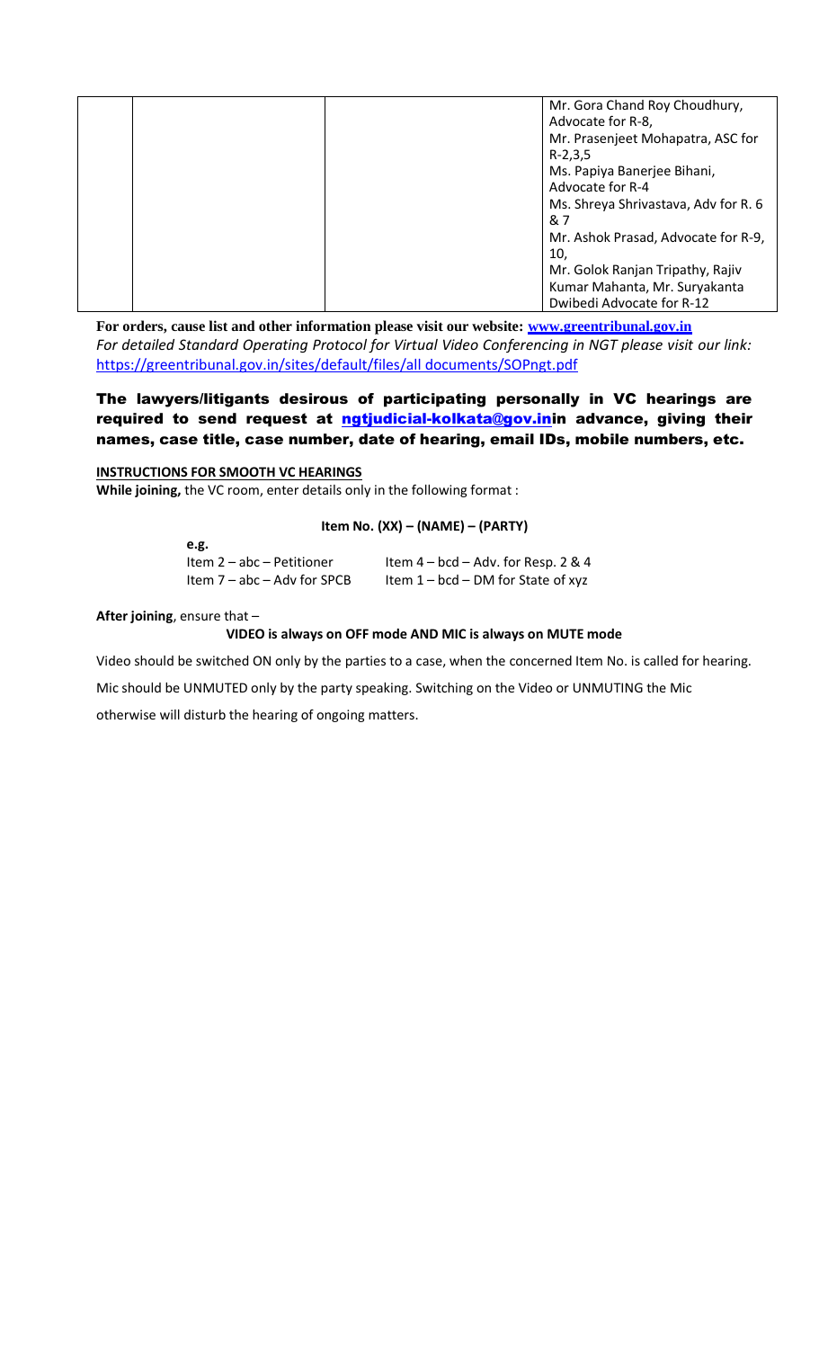| | | |
|---|---|---|
| | | Mr. Gora Chand Roy Choudhury, Advocate for R-8,<br>Mr. Prasenjeet Mohapatra, ASC for R-2,3,5<br>Ms. Papiya Banerjee Bihani, Advocate for R-4<br>Ms. Shreya Shrivastava, Adv for R. 6 & 7<br>Mr. Ashok Prasad, Advocate for R-9, 10,<br>Mr. Golok Ranjan Tripathy, Rajiv Kumar Mahanta, Mr. Suryakanta Dwibedi Advocate for R-12 |

**For orders, cause list and other information please visit our website: [www.greentribunal.gov.in](www.greentribunal.gov.in)**

*For detailed Standard Operating Protocol for Virtual Video Conferencing in NGT please visit our link:* [https://greentribunal.gov.in/sites/default/files/all documents/SOPngt.pdf](https://greentribunal.gov.in/sites/default/files/all documents/SOPngt.pdf)

**The lawyers/litigants desirous of participating personally in VC hearings are required to send request at [ngtjudicial-kolkata@gov.in](mailto:ngtjudicial-kolkata@gov.in)in advance, giving their names, case title, case number, date of hearing, email IDs, mobile numbers, etc.**

**INSTRUCTIONS FOR SMOOTH VC HEARINGS**

**While joining,** the VC room, enter details only in the following format :

**Item No. (XX) – (NAME) – (PARTY)**

**e.g.**

Item 2 – abc – Petitioner　　Item 4 – bcd – Adv. for Resp. 2 & 4

Item 7 – abc – Adv for SPCB　　Item 1 – bcd – DM for State of xyz

**After joining**, ensure that –

**VIDEO is always on OFF mode AND MIC is always on MUTE mode**

Video should be switched ON only by the parties to a case, when the concerned Item No. is called for hearing.

Mic should be UNMUTED only by the party speaking. Switching on the Video or UNMUTING the Mic otherwise will disturb the hearing of ongoing matters.